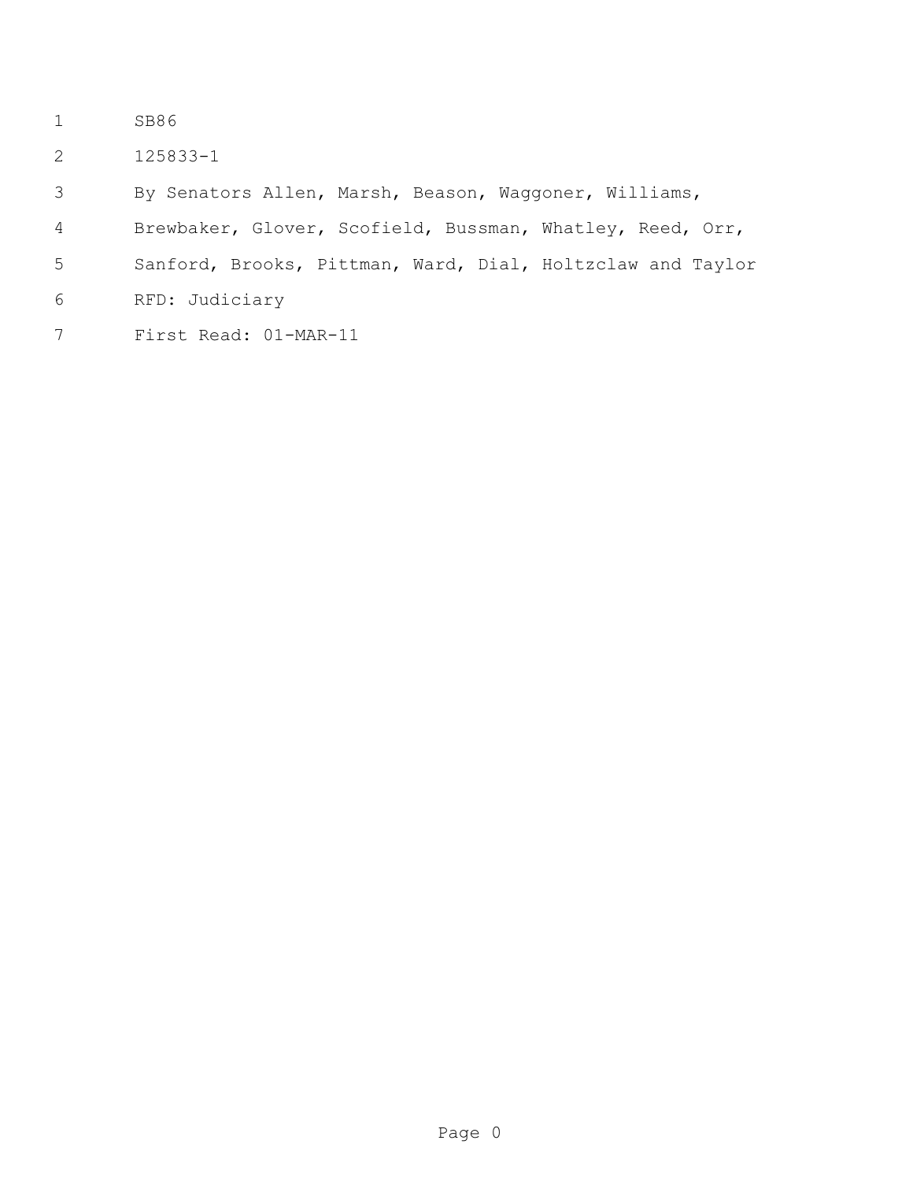SB86

125833-1

By Senators Allen, Marsh, Beason, Waggoner, Williams, Brewbaker, Glover, Scofield, Bussman, Whatley, Reed, Orr, Sanford, Brooks, Pittman, Ward, Dial, Holtzclaw and Taylor

RFD: Judiciary

First Read: 01-MAR-11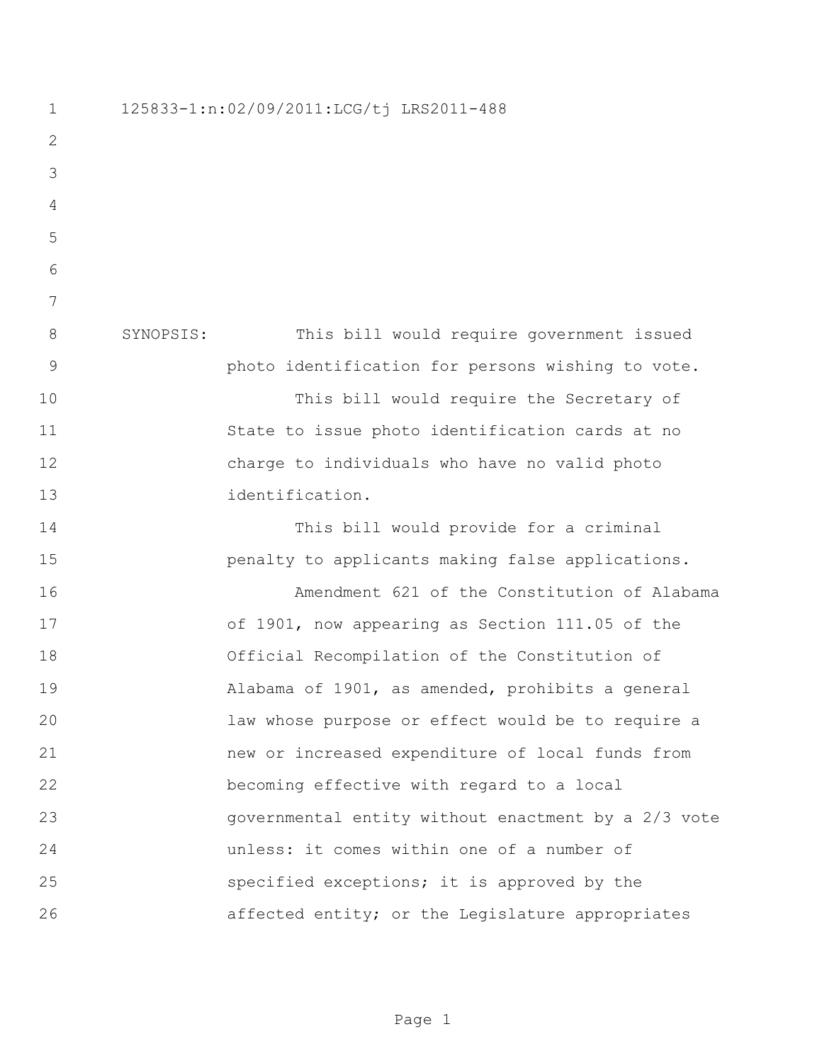125833-1:n:02/09/2011:LCG/tj LRS2011-488

SYNOPSIS: This bill would require government issued photo identification for persons wishing to vote.

This bill would require the Secretary of State to issue photo identification cards at no charge to individuals who have no valid photo identification.

This bill would provide for a criminal penalty to applicants making false applications.

Amendment 621 of the Constitution of Alabama of 1901, now appearing as Section 111.05 of the Official Recompilation of the Constitution of Alabama of 1901, as amended, prohibits a general law whose purpose or effect would be to require a new or increased expenditure of local funds from becoming effective with regard to a local governmental entity without enactment by a 2/3 vote unless: it comes within one of a number of specified exceptions; it is approved by the affected entity; or the Legislature appropriates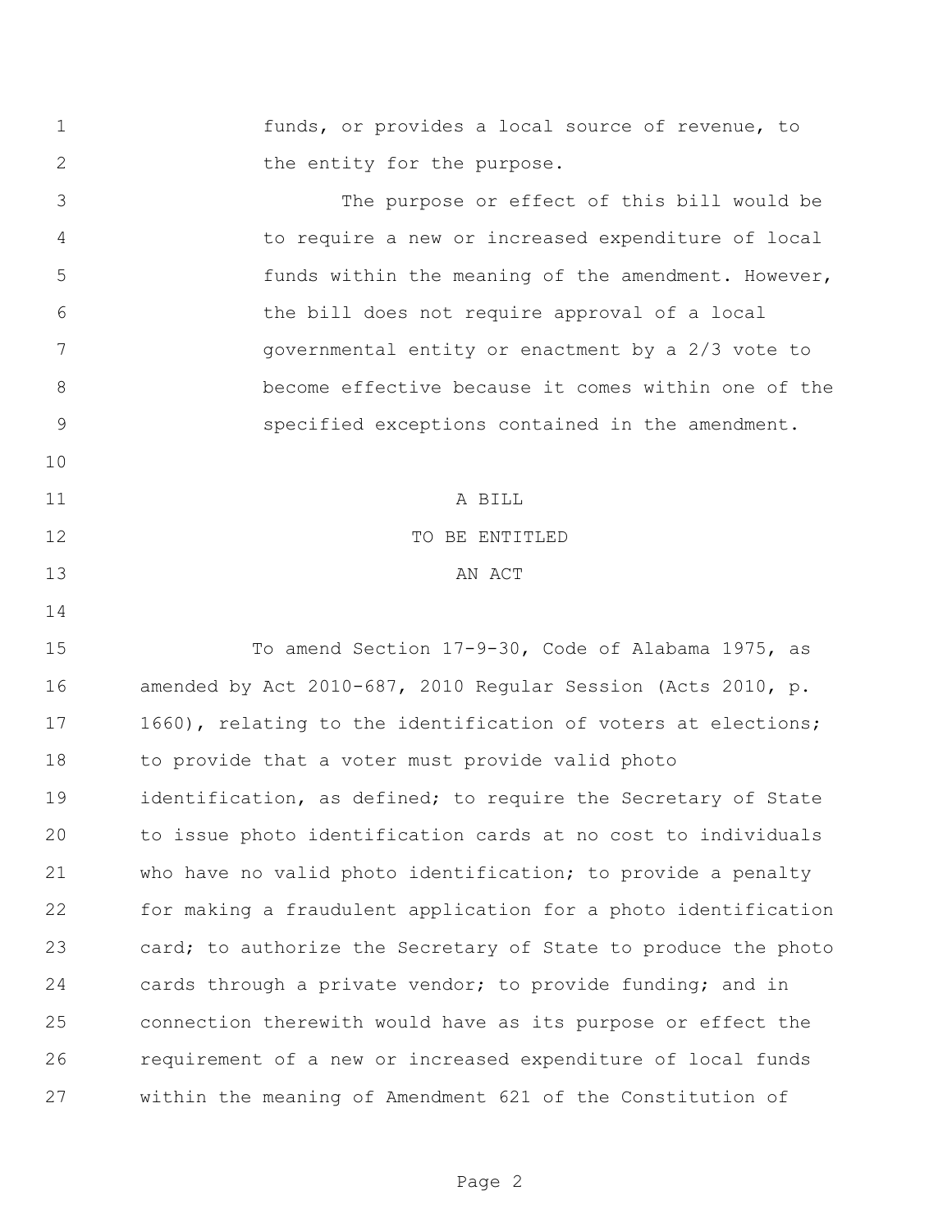funds, or provides a local source of revenue, to the entity for the purpose.

The purpose or effect of this bill would be to require a new or increased expenditure of local funds within the meaning of the amendment. However, the bill does not require approval of a local governmental entity or enactment by a 2/3 vote to become effective because it comes within one of the specified exceptions contained in the amendment.

A BILL

TO BE ENTITLED

AN ACT

To amend Section 17-9-30, Code of Alabama 1975, as amended by Act 2010-687, 2010 Regular Session (Acts 2010, p. 1660), relating to the identification of voters at elections; to provide that a voter must provide valid photo identification, as defined; to require the Secretary of State to issue photo identification cards at no cost to individuals who have no valid photo identification; to provide a penalty for making a fraudulent application for a photo identification card; to authorize the Secretary of State to produce the photo cards through a private vendor; to provide funding; and in connection therewith would have as its purpose or effect the requirement of a new or increased expenditure of local funds within the meaning of Amendment 621 of the Constitution of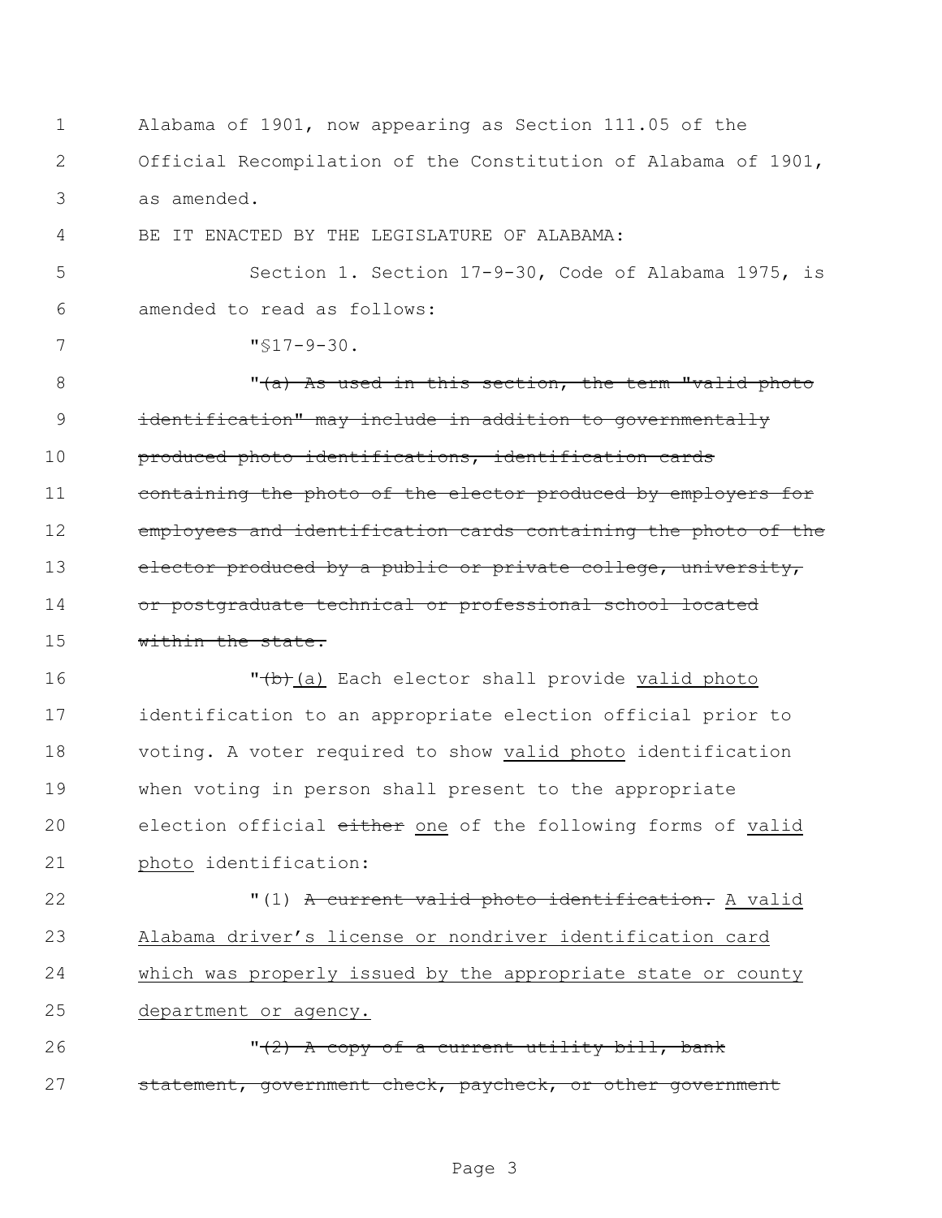Alabama of 1901, now appearing as Section 111.05 of the Official Recompilation of the Constitution of Alabama of 1901, as amended.

BE IT ENACTED BY THE LEGISLATURE OF ALABAMA:

Section 1. Section 17-9-30, Code of Alabama 1975, is amended to read as follows:

"§17-9-30.

"~~(a) As used in this section, the term "valid photo identification" may include in addition to governmentally produced photo identifications, identification cards containing the photo of the elector produced by employers for employees and identification cards containing the photo of the elector produced by a public or private college, university, or postgraduate technical or professional school located within the state.~~

"~~(b)~~(a) Each elector shall provide valid photo identification to an appropriate election official prior to voting. A voter required to show valid photo identification when voting in person shall present to the appropriate election official ~~either~~ one of the following forms of valid photo identification:

"(1) ~~A current valid photo identification.~~ A valid Alabama driver's license or nondriver identification card which was properly issued by the appropriate state or county department or agency.

"~~(2) A copy of a current utility bill, bank statement, government check, paycheck, or other government~~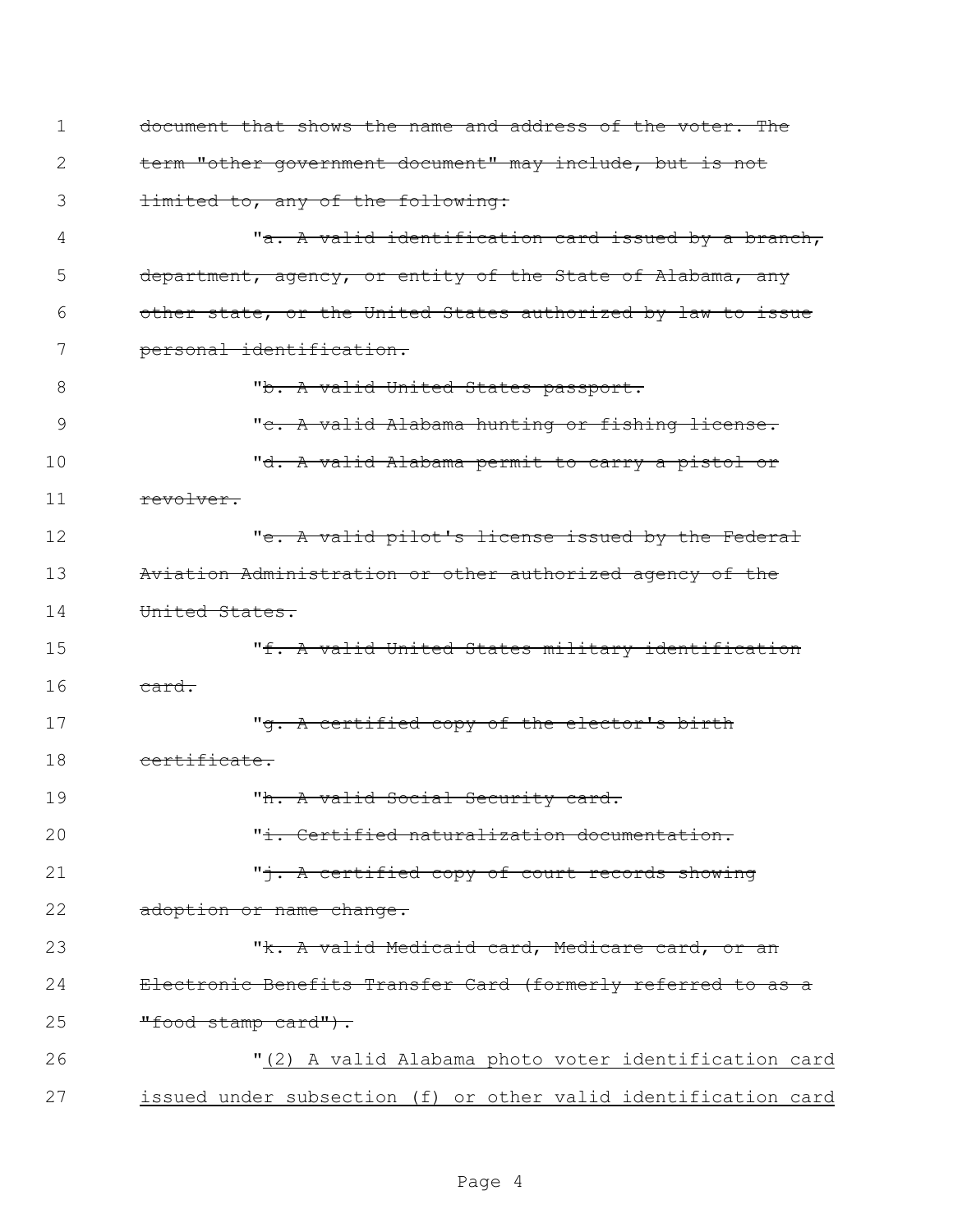~~document that shows the name and address of the voter. The term "other government document" may include, but is not limited to, any of the following:~~

"~~a. A valid identification card issued by a branch, department, agency, or entity of the State of Alabama, any other state, or the United States authorized by law to issue personal identification.~~

"~~b. A valid United States passport.~~

"~~c. A valid Alabama hunting or fishing license.~~

"~~d. A valid Alabama permit to carry a pistol or revolver.~~

"~~e. A valid pilot's license issued by the Federal Aviation Administration or other authorized agency of the United States.~~

"~~f. A valid United States military identification card.~~

"~~g. A certified copy of the elector's birth certificate.~~

"~~h. A valid Social Security card.~~

"~~i. Certified naturalization documentation.~~

"~~j. A certified copy of court records showing adoption or name change.~~

"~~k. A valid Medicaid card, Medicare card, or an Electronic Benefits Transfer Card (formerly referred to as a "food stamp card").~~

"<u>(2) A valid Alabama photo voter identification card issued under subsection (f) or other valid identification card</u>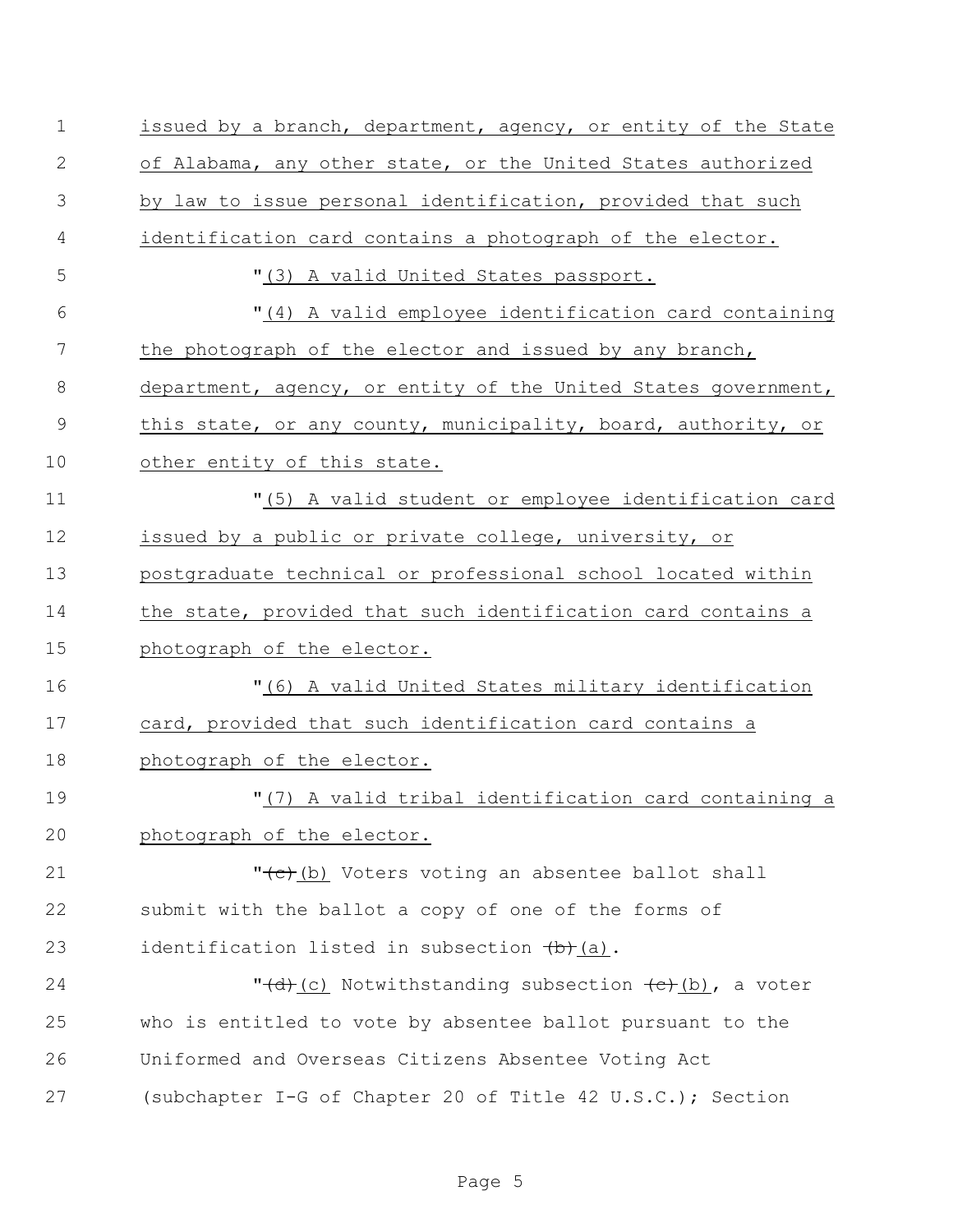issued by a branch, department, agency, or entity of the State of Alabama, any other state, or the United States authorized by law to issue personal identification, provided that such identification card contains a photograph of the elector.

"(3) A valid United States passport.

"(4) A valid employee identification card containing the photograph of the elector and issued by any branch, department, agency, or entity of the United States government, this state, or any county, municipality, board, authority, or other entity of this state.

"(5) A valid student or employee identification card issued by a public or private college, university, or postgraduate technical or professional school located within the state, provided that such identification card contains a photograph of the elector.

"(6) A valid United States military identification card, provided that such identification card contains a photograph of the elector.

"(7) A valid tribal identification card containing a photograph of the elector.

"~~(c)~~ (b) Voters voting an absentee ballot shall submit with the ballot a copy of one of the forms of identification listed in subsection ~~(b)~~ (a).

"~~(d)~~ (c) Notwithstanding subsection ~~(c)~~ (b), a voter who is entitled to vote by absentee ballot pursuant to the Uniformed and Overseas Citizens Absentee Voting Act (subchapter I-G of Chapter 20 of Title 42 U.S.C.); Section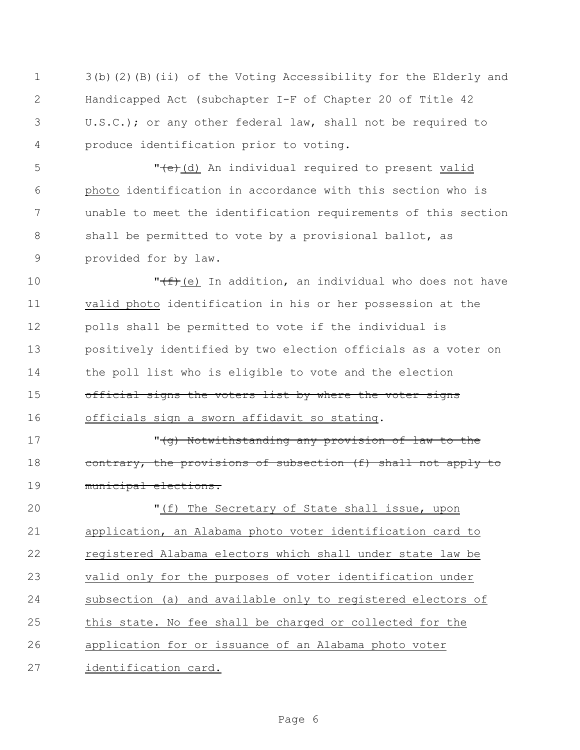3(b)(2)(B)(ii) of the Voting Accessibility for the Elderly and Handicapped Act (subchapter I-F of Chapter 20 of Title 42 U.S.C.); or any other federal law, shall not be required to produce identification prior to voting.

"~~(e)~~(d) An individual required to present valid photo identification in accordance with this section who is unable to meet the identification requirements of this section shall be permitted to vote by a provisional ballot, as provided for by law.

"~~(f)~~(e) In addition, an individual who does not have valid photo identification in his or her possession at the polls shall be permitted to vote if the individual is positively identified by two election officials as a voter on the poll list who is eligible to vote and the election ~~official signs the voters list by where the voter signs~~ officials sign a sworn affidavit so stating.

"~~(g) Notwithstanding any provision of law to the contrary, the provisions of subsection (f) shall not apply to municipal elections.~~

"(f) The Secretary of State shall issue, upon application, an Alabama photo voter identification card to registered Alabama electors which shall under state law be valid only for the purposes of voter identification under subsection (a) and available only to registered electors of this state. No fee shall be charged or collected for the application for or issuance of an Alabama photo voter identification card.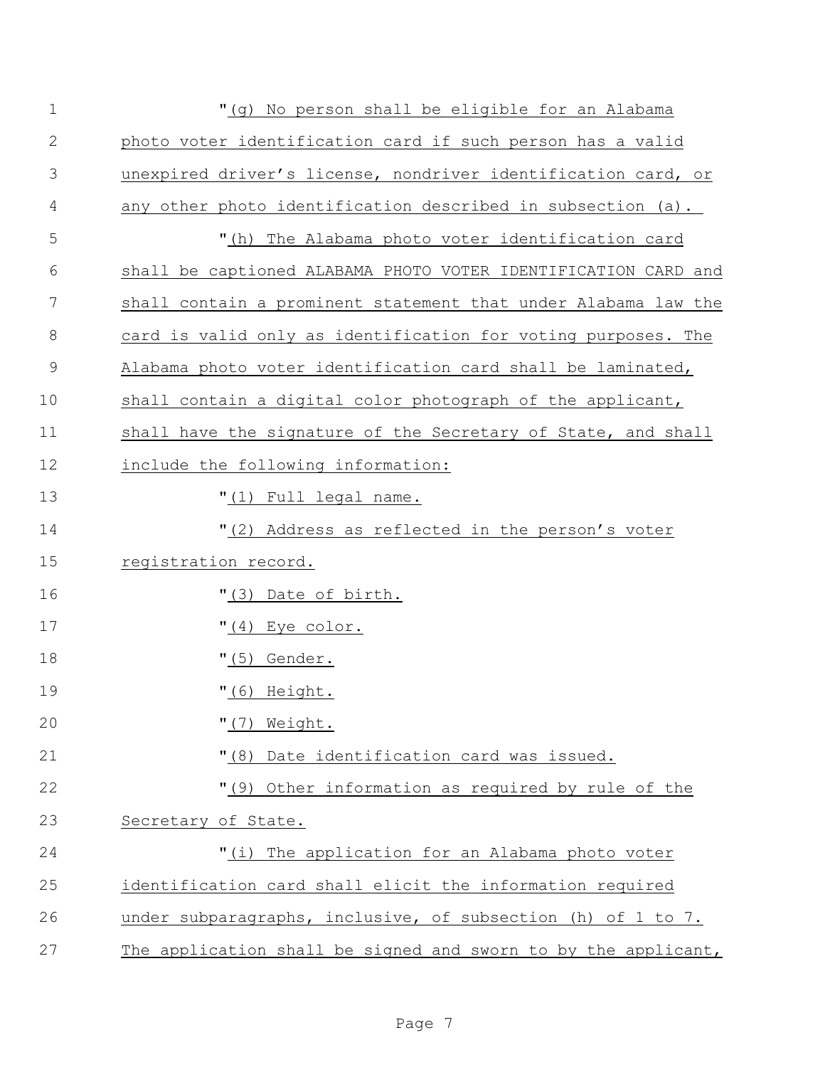"(g) No person shall be eligible for an Alabama photo voter identification card if such person has a valid unexpired driver's license, nondriver identification card, or any other photo identification described in subsection (a).

"(h) The Alabama photo voter identification card shall be captioned ALABAMA PHOTO VOTER IDENTIFICATION CARD and shall contain a prominent statement that under Alabama law the card is valid only as identification for voting purposes. The Alabama photo voter identification card shall be laminated, shall contain a digital color photograph of the applicant, shall have the signature of the Secretary of State, and shall include the following information:

"(1) Full legal name.

"(2) Address as reflected in the person's voter registration record.

"(3) Date of birth.

"(4) Eye color.

"(5) Gender.

"(6) Height.

"(7) Weight.

"(8) Date identification card was issued.

"(9) Other information as required by rule of the Secretary of State.

"(i) The application for an Alabama photo voter identification card shall elicit the information required under subparagraphs, inclusive, of subsection (h) of 1 to 7. The application shall be signed and sworn to by the applicant,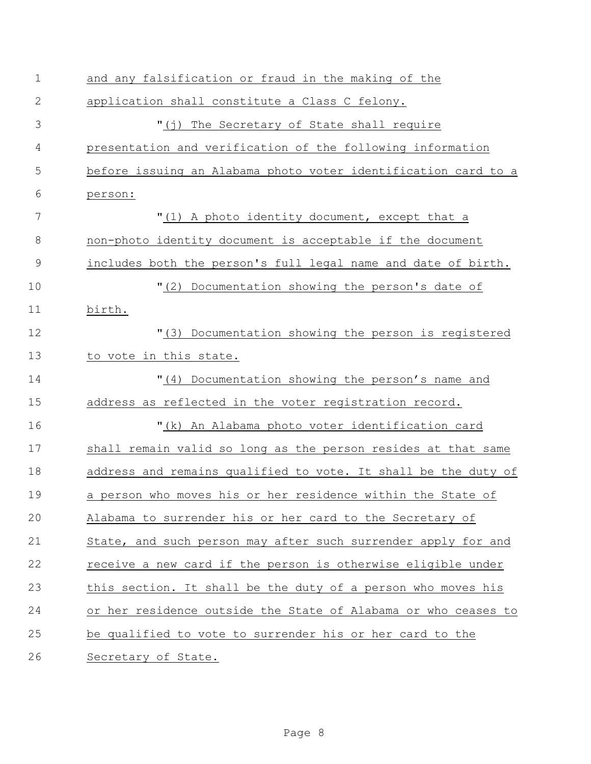and any falsification or fraud in the making of the application shall constitute a Class C felony.

"(j) The Secretary of State shall require presentation and verification of the following information before issuing an Alabama photo voter identification card to a person:

"(1) A photo identity document, except that a non-photo identity document is acceptable if the document includes both the person's full legal name and date of birth.

"(2) Documentation showing the person's date of birth.

"(3) Documentation showing the person is registered to vote in this state.

"(4) Documentation showing the person's name and address as reflected in the voter registration record.

"(k) An Alabama photo voter identification card shall remain valid so long as the person resides at that same address and remains qualified to vote. It shall be the duty of a person who moves his or her residence within the State of Alabama to surrender his or her card to the Secretary of State, and such person may after such surrender apply for and receive a new card if the person is otherwise eligible under this section. It shall be the duty of a person who moves his or her residence outside the State of Alabama or who ceases to be qualified to vote to surrender his or her card to the Secretary of State.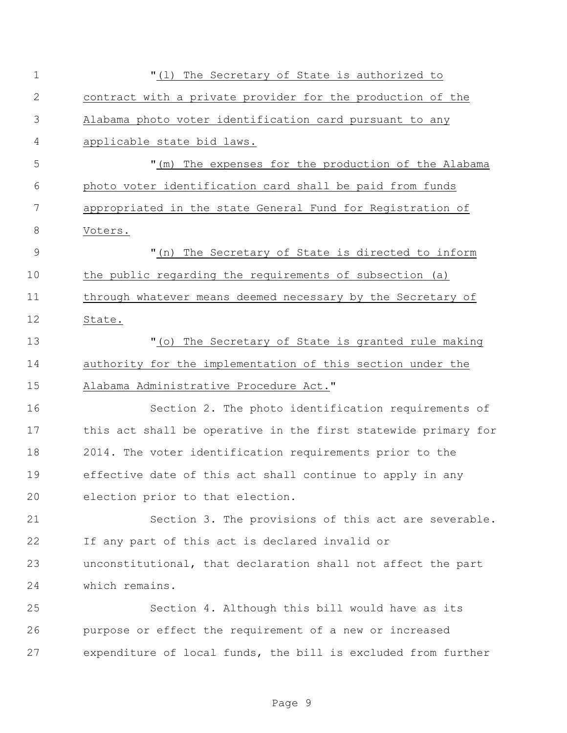"(l) The Secretary of State is authorized to contract with a private provider for the production of the Alabama photo voter identification card pursuant to any applicable state bid laws.

"(m) The expenses for the production of the Alabama photo voter identification card shall be paid from funds appropriated in the state General Fund for Registration of Voters.

"(n) The Secretary of State is directed to inform the public regarding the requirements of subsection (a) through whatever means deemed necessary by the Secretary of State.

"(o) The Secretary of State is granted rule making authority for the implementation of this section under the Alabama Administrative Procedure Act."

Section 2. The photo identification requirements of this act shall be operative in the first statewide primary for 2014. The voter identification requirements prior to the effective date of this act shall continue to apply in any election prior to that election.

Section 3. The provisions of this act are severable. If any part of this act is declared invalid or unconstitutional, that declaration shall not affect the part which remains.

Section 4. Although this bill would have as its purpose or effect the requirement of a new or increased expenditure of local funds, the bill is excluded from further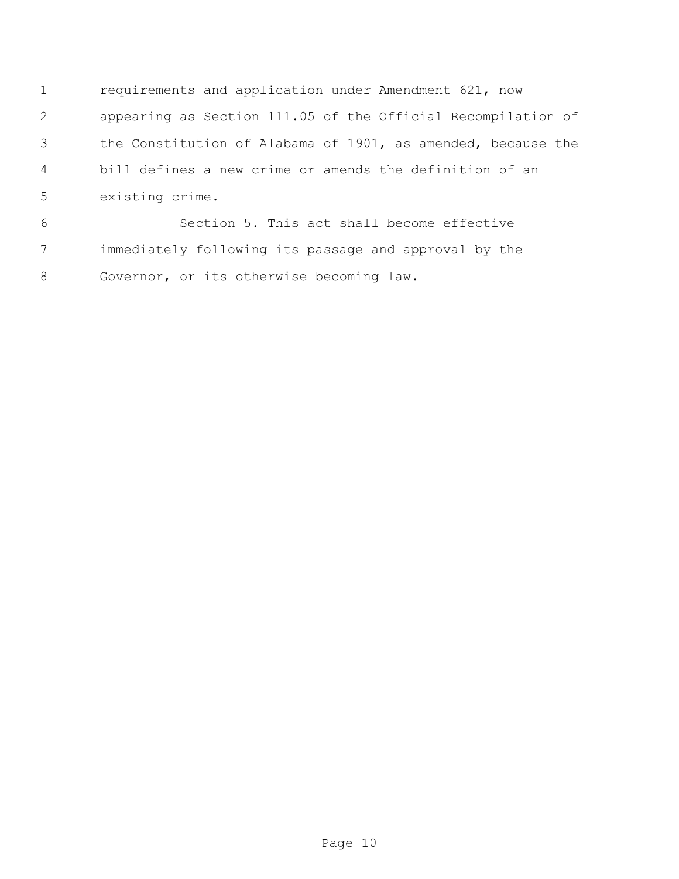requirements and application under Amendment 621, now appearing as Section 111.05 of the Official Recompilation of the Constitution of Alabama of 1901, as amended, because the bill defines a new crime or amends the definition of an existing crime.

Section 5. This act shall become effective immediately following its passage and approval by the Governor, or its otherwise becoming law.